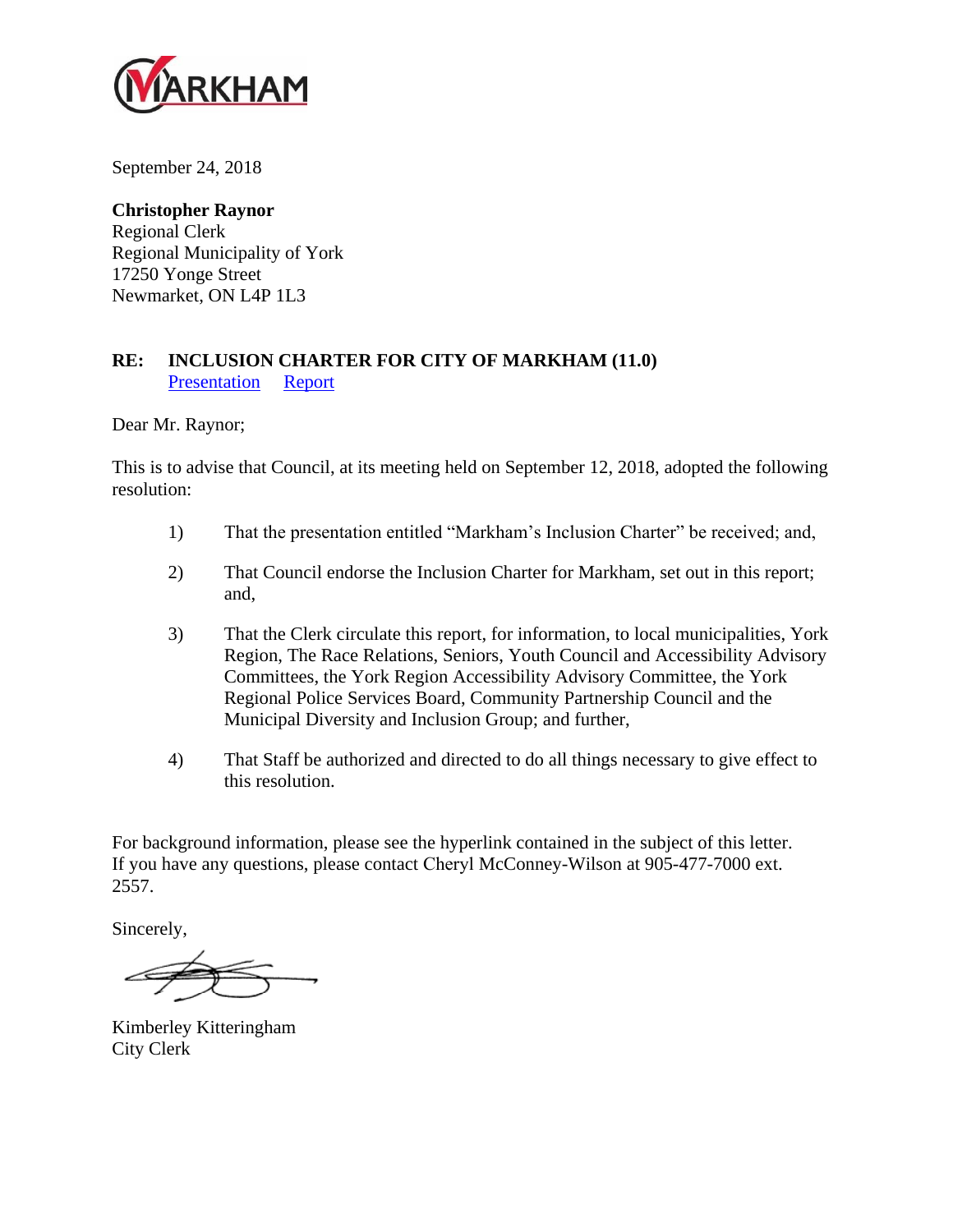September 24, 2018

**Christopher Raynor**
Regional Clerk
Regional Municipality of York
17250 Yonge Street
Newmarket, ON L4P 1L3

**RE: INCLUSION CHARTER FOR CITY OF MARKHAM (11.0)**
Presentation Report

Dear Mr. Raynor;

This is to advise that Council, at its meeting held on September 12, 2018, adopted the following resolution:

1) That the presentation entitled "Markham's Inclusion Charter" be received; and,

2) That Council endorse the Inclusion Charter for Markham, set out in this report; and,

3) That the Clerk circulate this report, for information, to local municipalities, York Region, The Race Relations, Seniors, Youth Council and Accessibility Advisory Committees, the York Region Accessibility Advisory Committee, the York Regional Police Services Board, Community Partnership Council and the Municipal Diversity and Inclusion Group; and further,

4) That Staff be authorized and directed to do all things necessary to give effect to this resolution.

For background information, please see the hyperlink contained in the subject of this letter. If you have any questions, please contact Cheryl McConney-Wilson at 905-477-7000 ext. 2557.

Sincerely,

Kimberley Kitteringham
City Clerk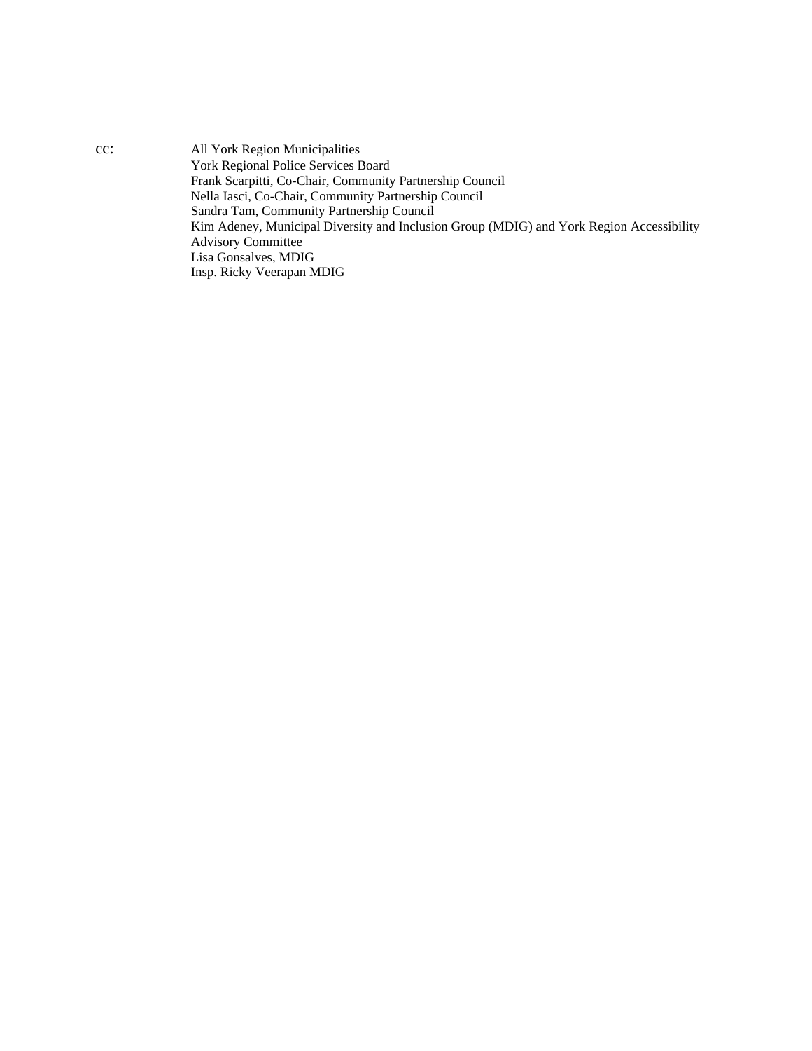cc: All York Region Municipalities
York Regional Police Services Board
Frank Scarpitti, Co-Chair, Community Partnership Council
Nella Iasci, Co-Chair, Community Partnership Council
Sandra Tam, Community Partnership Council
Kim Adeney, Municipal Diversity and Inclusion Group (MDIG) and York Region Accessibility Advisory Committee
Lisa Gonsalves, MDIG
Insp. Ricky Veerapan MDIG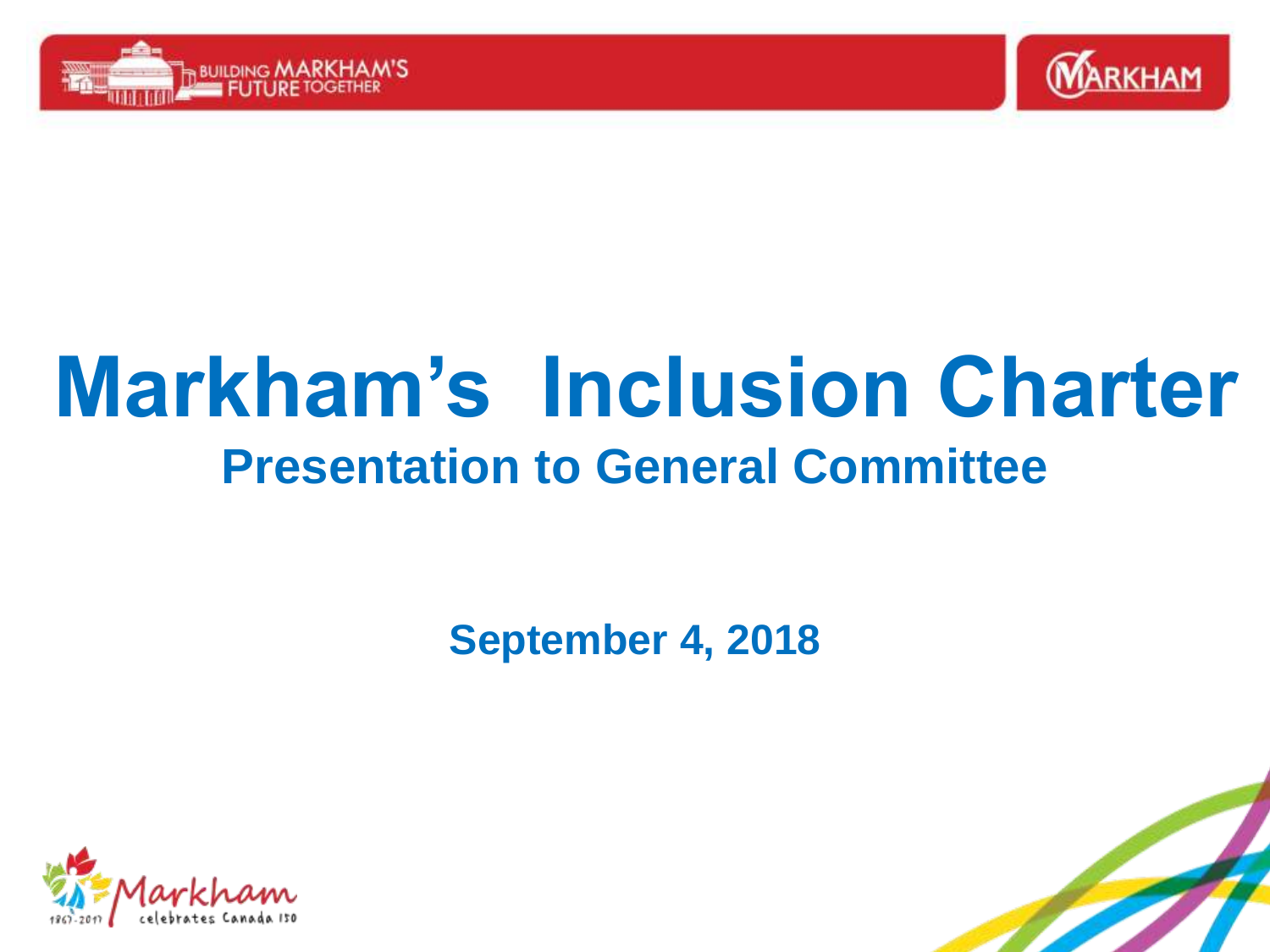# Markham's Inclusion Charter

## Presentation to General Committee

**September 4, 2018**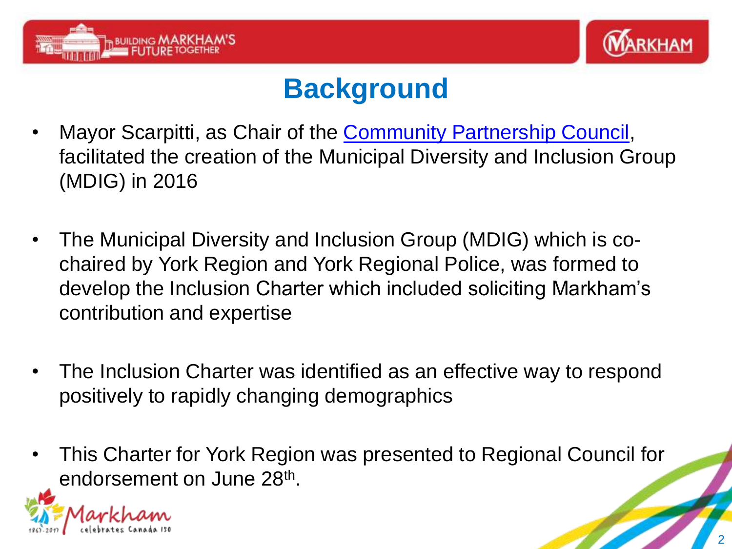# Background

- Mayor Scarpitti, as Chair of the Community Partnership Council, facilitated the creation of the Municipal Diversity and Inclusion Group (MDIG) in 2016
- The Municipal Diversity and Inclusion Group (MDIG) which is co-chaired by York Region and York Regional Police, was formed to develop the Inclusion Charter which included soliciting Markham's contribution and expertise
- The Inclusion Charter was identified as an effective way to respond positively to rapidly changing demographics
- This Charter for York Region was presented to Regional Council for endorsement on June 28th.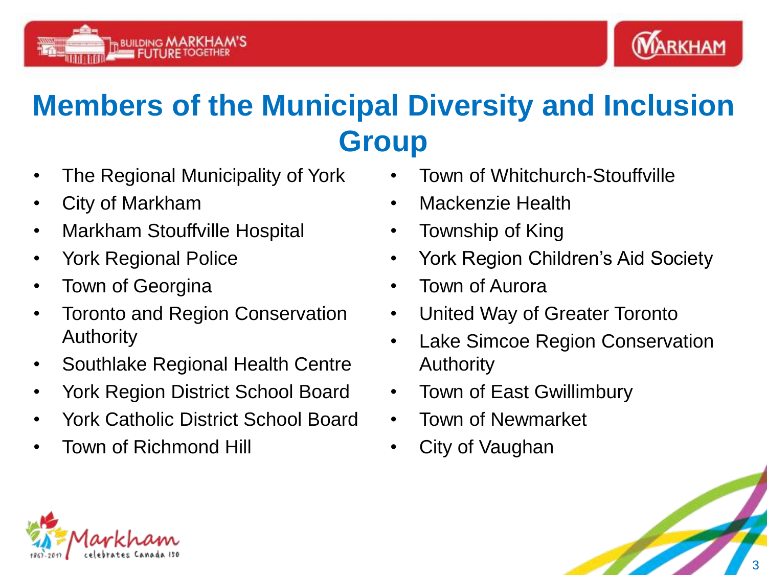# Members of the Municipal Diversity and Inclusion Group

- The Regional Municipality of York
- City of Markham
- Markham Stouffville Hospital
- York Regional Police
- Town of Georgina
- Toronto and Region Conservation Authority
- Southlake Regional Health Centre
- York Region District School Board
- York Catholic District School Board
- Town of Richmond Hill
- Town of Whitchurch-Stouffville
- Mackenzie Health
- Township of King
- York Region Children's Aid Society
- Town of Aurora
- United Way of Greater Toronto
- Lake Simcoe Region Conservation Authority
- Town of East Gwillimbury
- Town of Newmarket
- City of Vaughan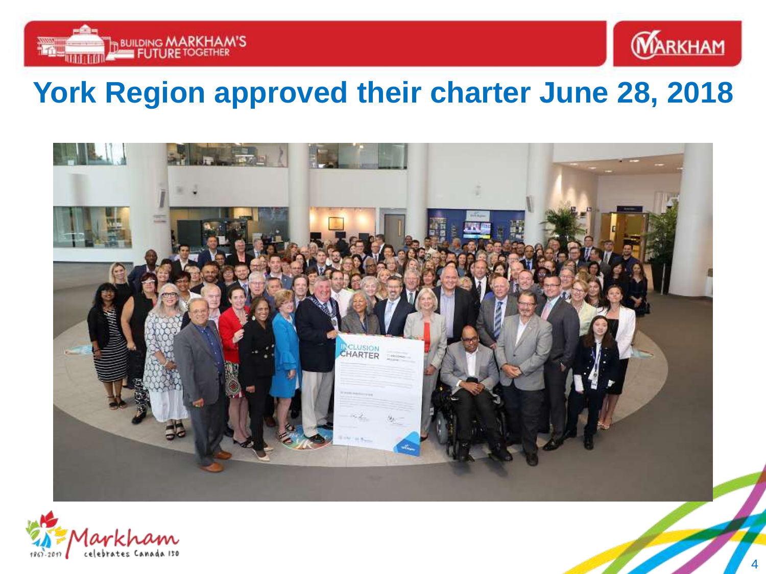# York Region approved their charter June 28, 2018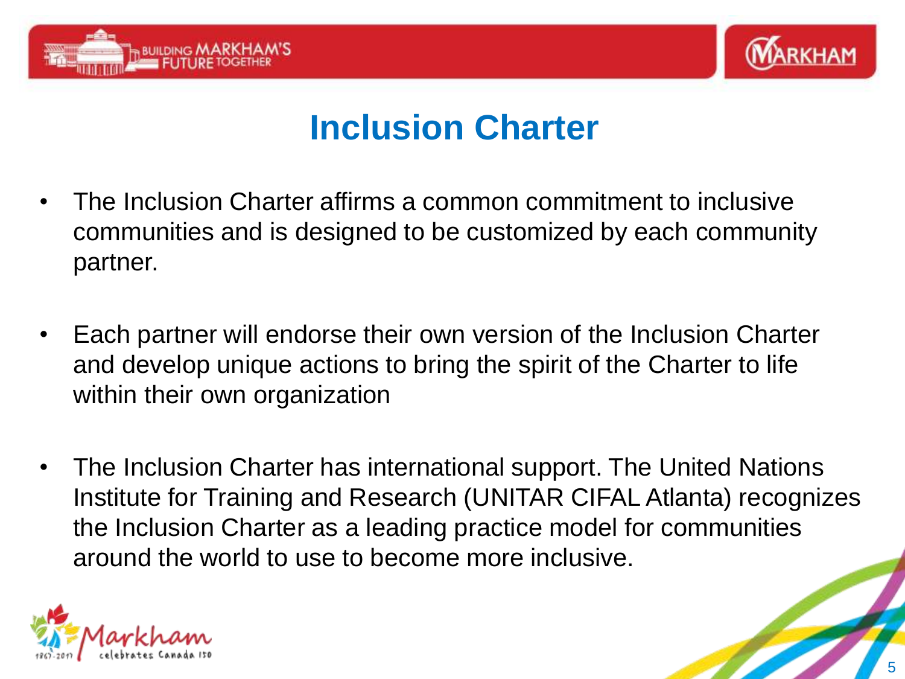# Inclusion Charter

- The Inclusion Charter affirms a common commitment to inclusive communities and is designed to be customized by each community partner.
- Each partner will endorse their own version of the Inclusion Charter and develop unique actions to bring the spirit of the Charter to life within their own organization
- The Inclusion Charter has international support. The United Nations Institute for Training and Research (UNITAR CIFAL Atlanta) recognizes the Inclusion Charter as a leading practice model for communities around the world to use to become more inclusive.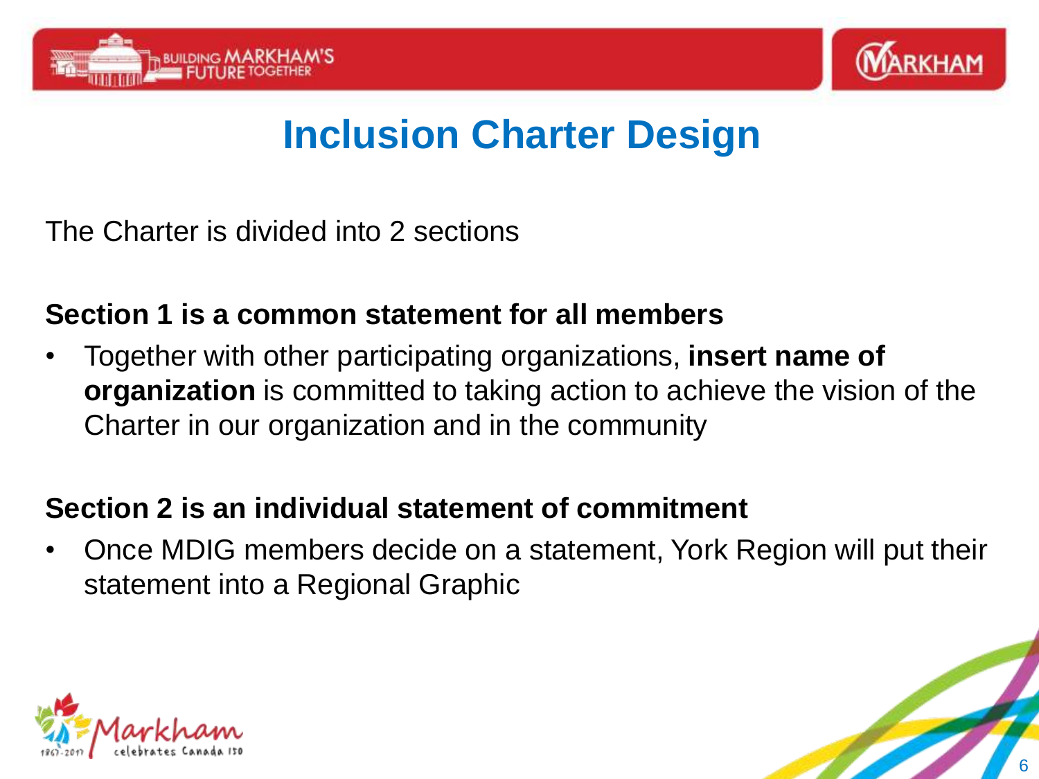# Inclusion Charter Design

The Charter is divided into 2 sections

**Section 1 is a common statement for all members**

- Together with other participating organizations, **insert name of organization** is committed to taking action to achieve the vision of the Charter in our organization and in the community

**Section 2 is an individual statement of commitment**

- Once MDIG members decide on a statement, York Region will put their statement into a Regional Graphic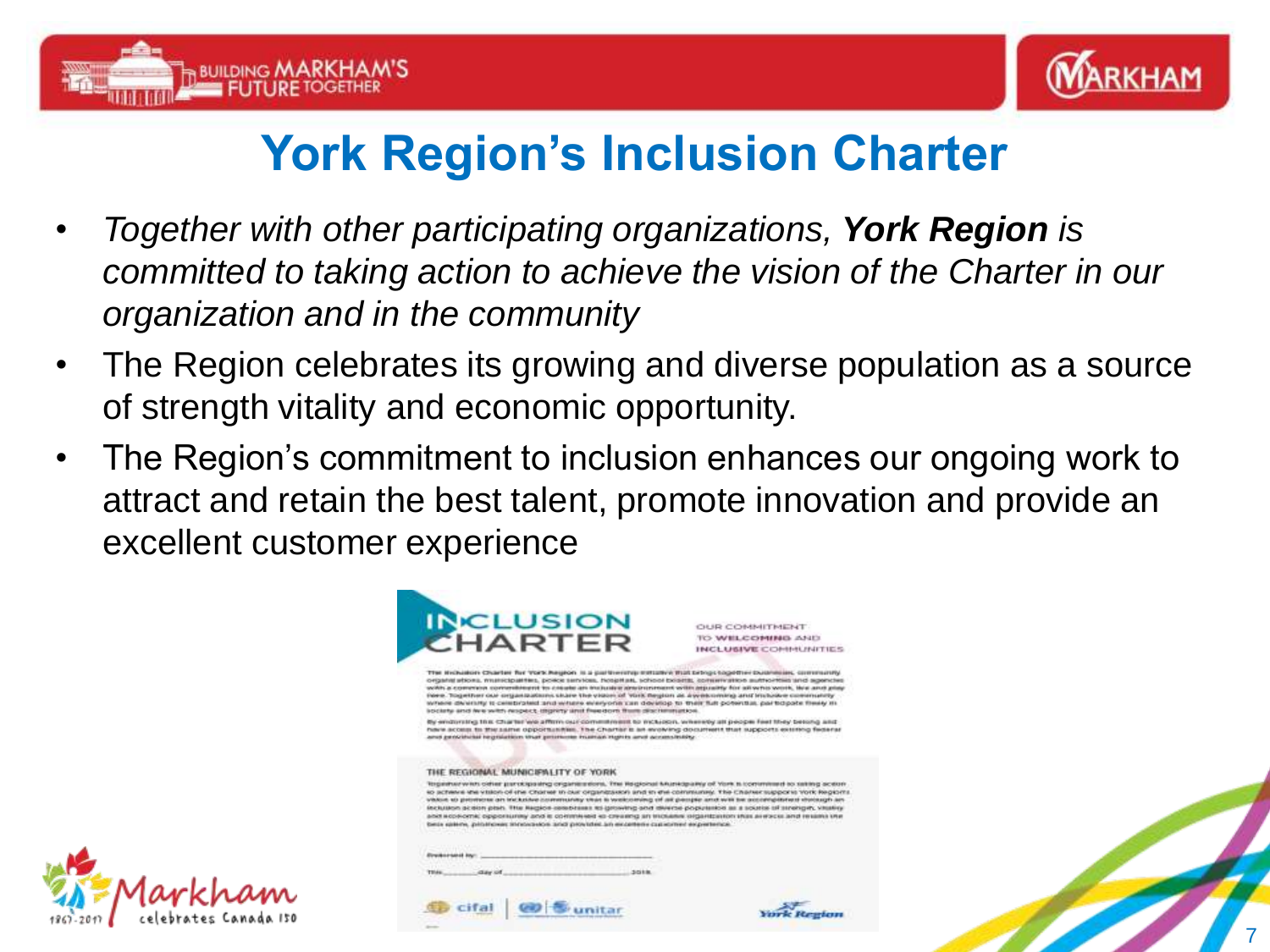# York Region's Inclusion Charter

- *Together with other participating organizations, **York Region** is committed to taking action to achieve the vision of the Charter in our organization and in the community*
- The Region celebrates its growing and diverse population as a source of strength vitality and economic opportunity.
- The Region's commitment to inclusion enhances our ongoing work to attract and retain the best talent, promote innovation and provide an excellent customer experience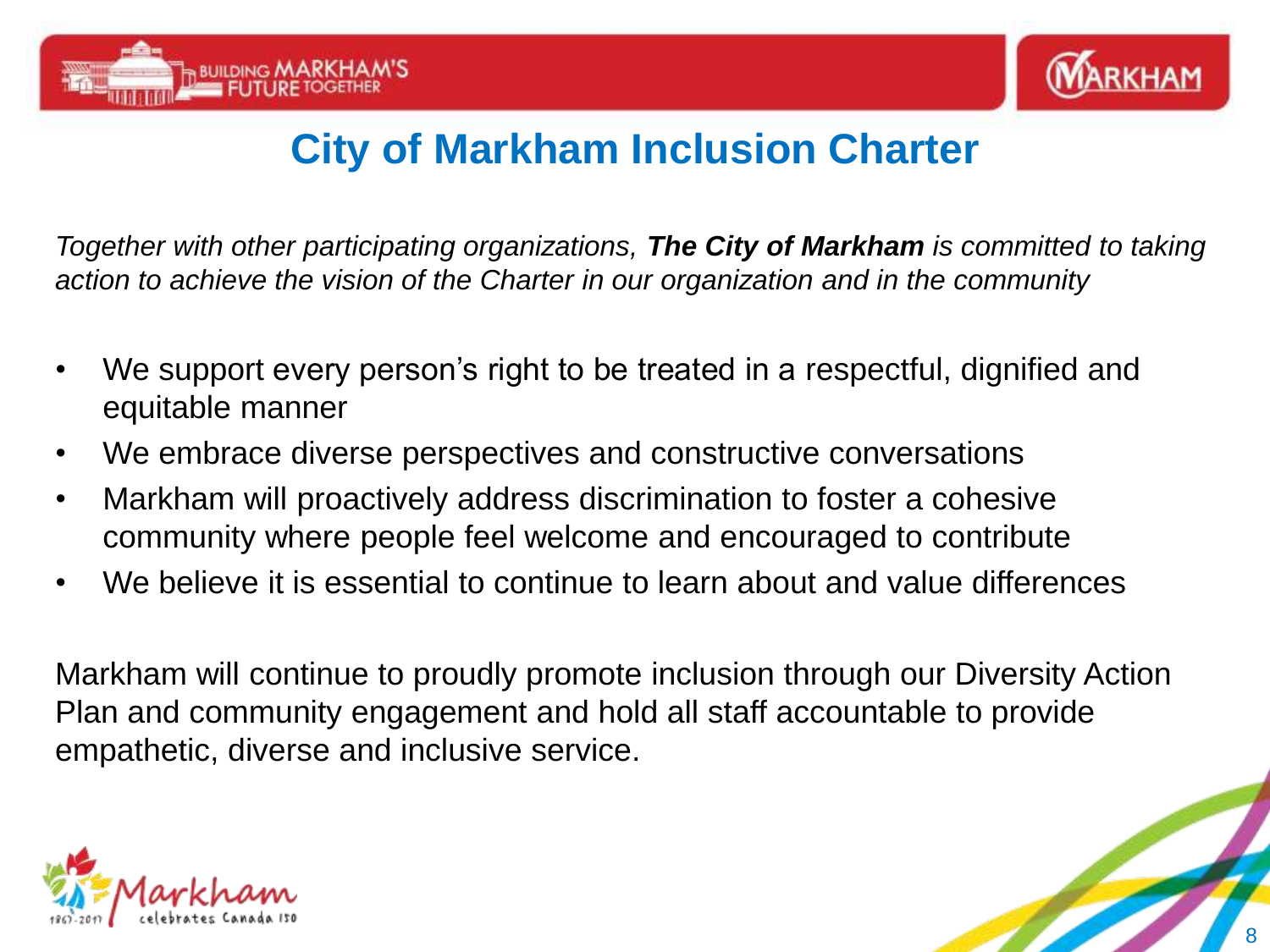# City of Markham Inclusion Charter

*Together with other participating organizations, **The City of Markham** is committed to taking action to achieve the vision of the Charter in our organization and in the community*

- We support every person's right to be treated in a respectful, dignified and equitable manner
- We embrace diverse perspectives and constructive conversations
- Markham will proactively address discrimination to foster a cohesive community where people feel welcome and encouraged to contribute
- We believe it is essential to continue to learn about and value differences

Markham will continue to proudly promote inclusion through our Diversity Action Plan and community engagement and hold all staff accountable to provide empathetic, diverse and inclusive service.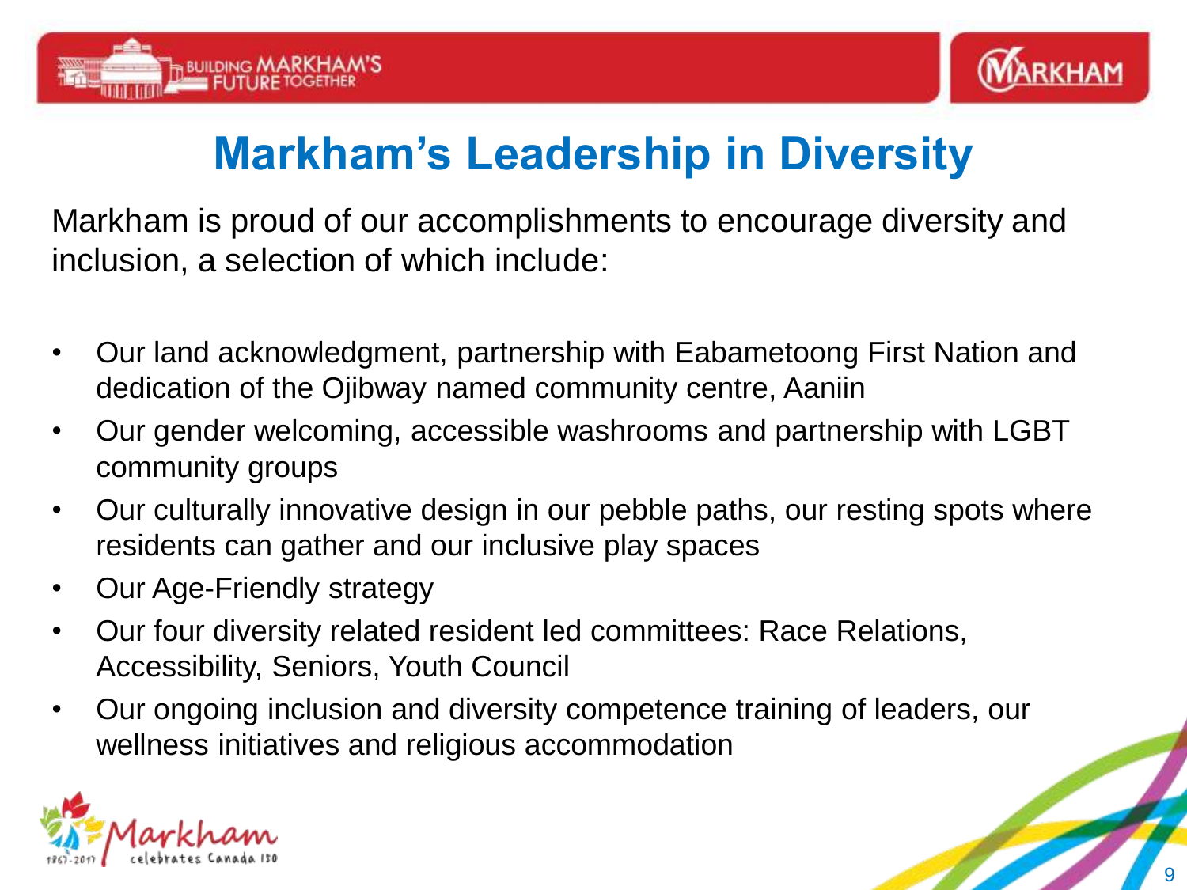# Markham's Leadership in Diversity

Markham is proud of our accomplishments to encourage diversity and inclusion, a selection of which include:

- Our land acknowledgment, partnership with Eabametoong First Nation and dedication of the Ojibway named community centre, Aaniin
- Our gender welcoming, accessible washrooms and partnership with LGBT community groups
- Our culturally innovative design in our pebble paths, our resting spots where residents can gather and our inclusive play spaces
- Our Age-Friendly strategy
- Our four diversity related resident led committees: Race Relations, Accessibility, Seniors, Youth Council
- Our ongoing inclusion and diversity competence training of leaders, our wellness initiatives and religious accommodation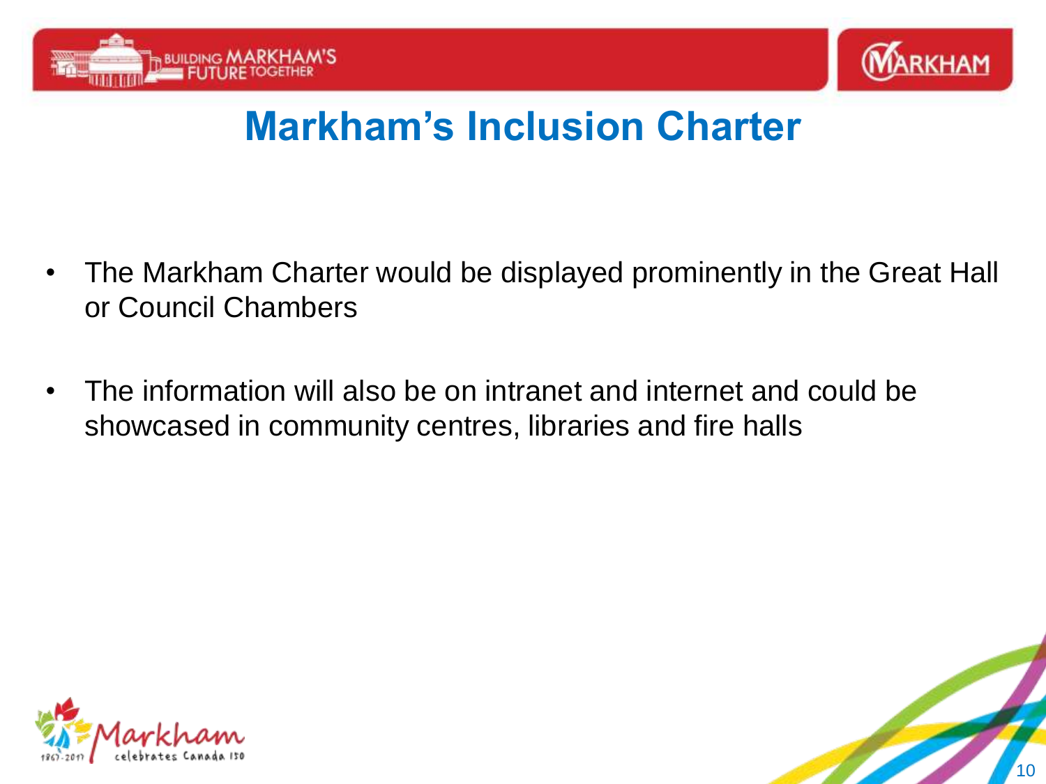# Markham's Inclusion Charter

- The Markham Charter would be displayed prominently in the Great Hall or Council Chambers
- The information will also be on intranet and internet and could be showcased in community centres, libraries and fire halls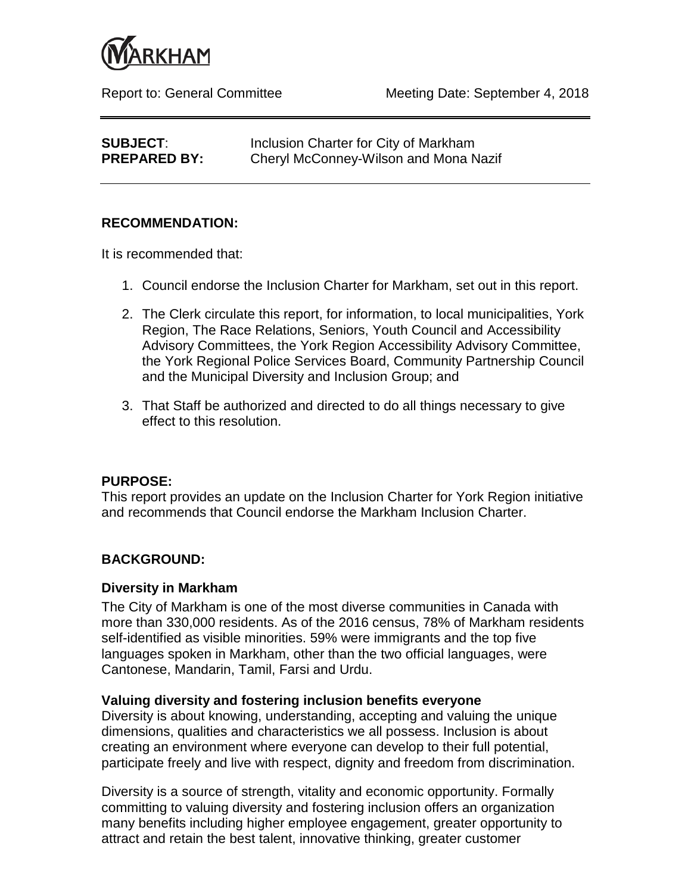Report to: General Committee Meeting Date: September 4, 2018

**SUBJECT**: Inclusion Charter for City of Markham
**PREPARED BY:** Cheryl McConney-Wilson and Mona Nazif

---

**RECOMMENDATION:**

It is recommended that:

1. Council endorse the Inclusion Charter for Markham, set out in this report.
2. The Clerk circulate this report, for information, to local municipalities, York Region, The Race Relations, Seniors, Youth Council and Accessibility Advisory Committees, the York Region Accessibility Advisory Committee, the York Regional Police Services Board, Community Partnership Council and the Municipal Diversity and Inclusion Group; and
3. That Staff be authorized and directed to do all things necessary to give effect to this resolution.

**PURPOSE:**

This report provides an update on the Inclusion Charter for York Region initiative and recommends that Council endorse the Markham Inclusion Charter.

**BACKGROUND:**

**Diversity in Markham**

The City of Markham is one of the most diverse communities in Canada with more than 330,000 residents. As of the 2016 census, 78% of Markham residents self-identified as visible minorities. 59% were immigrants and the top five languages spoken in Markham, other than the two official languages, were Cantonese, Mandarin, Tamil, Farsi and Urdu.

**Valuing diversity and fostering inclusion benefits everyone**

Diversity is about knowing, understanding, accepting and valuing the unique dimensions, qualities and characteristics we all possess. Inclusion is about creating an environment where everyone can develop to their full potential, participate freely and live with respect, dignity and freedom from discrimination.

Diversity is a source of strength, vitality and economic opportunity. Formally committing to valuing diversity and fostering inclusion offers an organization many benefits including higher employee engagement, greater opportunity to attract and retain the best talent, innovative thinking, greater customer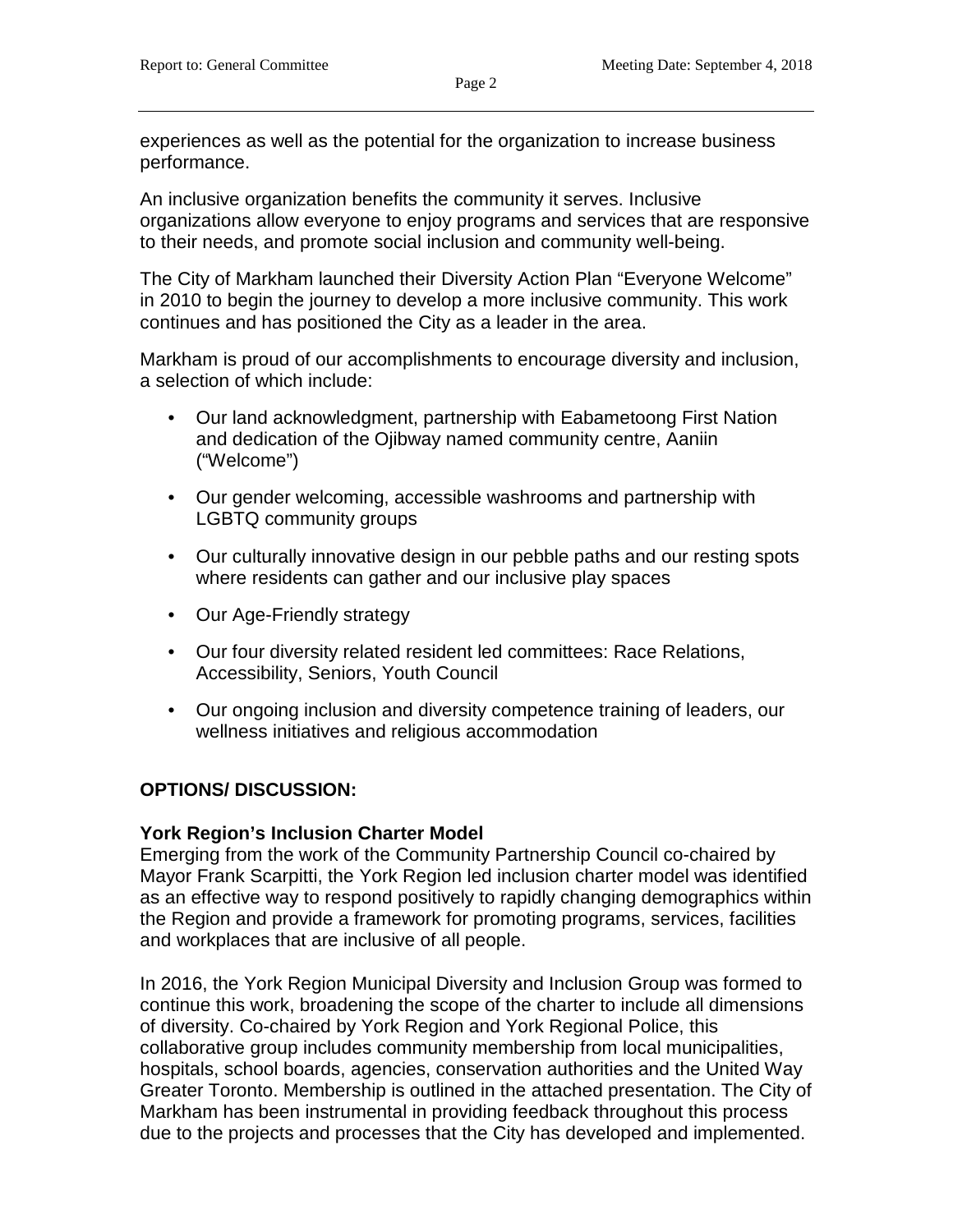experiences as well as the potential for the organization to increase business performance.

An inclusive organization benefits the community it serves. Inclusive organizations allow everyone to enjoy programs and services that are responsive to their needs, and promote social inclusion and community well-being.

The City of Markham launched their Diversity Action Plan "Everyone Welcome" in 2010 to begin the journey to develop a more inclusive community. This work continues and has positioned the City as a leader in the area.

Markham is proud of our accomplishments to encourage diversity and inclusion, a selection of which include:

- Our land acknowledgment, partnership with Eabametoong First Nation and dedication of the Ojibway named community centre, Aaniin ("Welcome")
- Our gender welcoming, accessible washrooms and partnership with LGBTQ community groups
- Our culturally innovative design in our pebble paths and our resting spots where residents can gather and our inclusive play spaces
- Our Age-Friendly strategy
- Our four diversity related resident led committees: Race Relations, Accessibility, Seniors, Youth Council
- Our ongoing inclusion and diversity competence training of leaders, our wellness initiatives and religious accommodation

## OPTIONS/ DISCUSSION:

### York Region's Inclusion Charter Model

Emerging from the work of the Community Partnership Council co-chaired by Mayor Frank Scarpitti, the York Region led inclusion charter model was identified as an effective way to respond positively to rapidly changing demographics within the Region and provide a framework for promoting programs, services, facilities and workplaces that are inclusive of all people.

In 2016, the York Region Municipal Diversity and Inclusion Group was formed to continue this work, broadening the scope of the charter to include all dimensions of diversity. Co-chaired by York Region and York Regional Police, this collaborative group includes community membership from local municipalities, hospitals, school boards, agencies, conservation authorities and the United Way Greater Toronto. Membership is outlined in the attached presentation. The City of Markham has been instrumental in providing feedback throughout this process due to the projects and processes that the City has developed and implemented.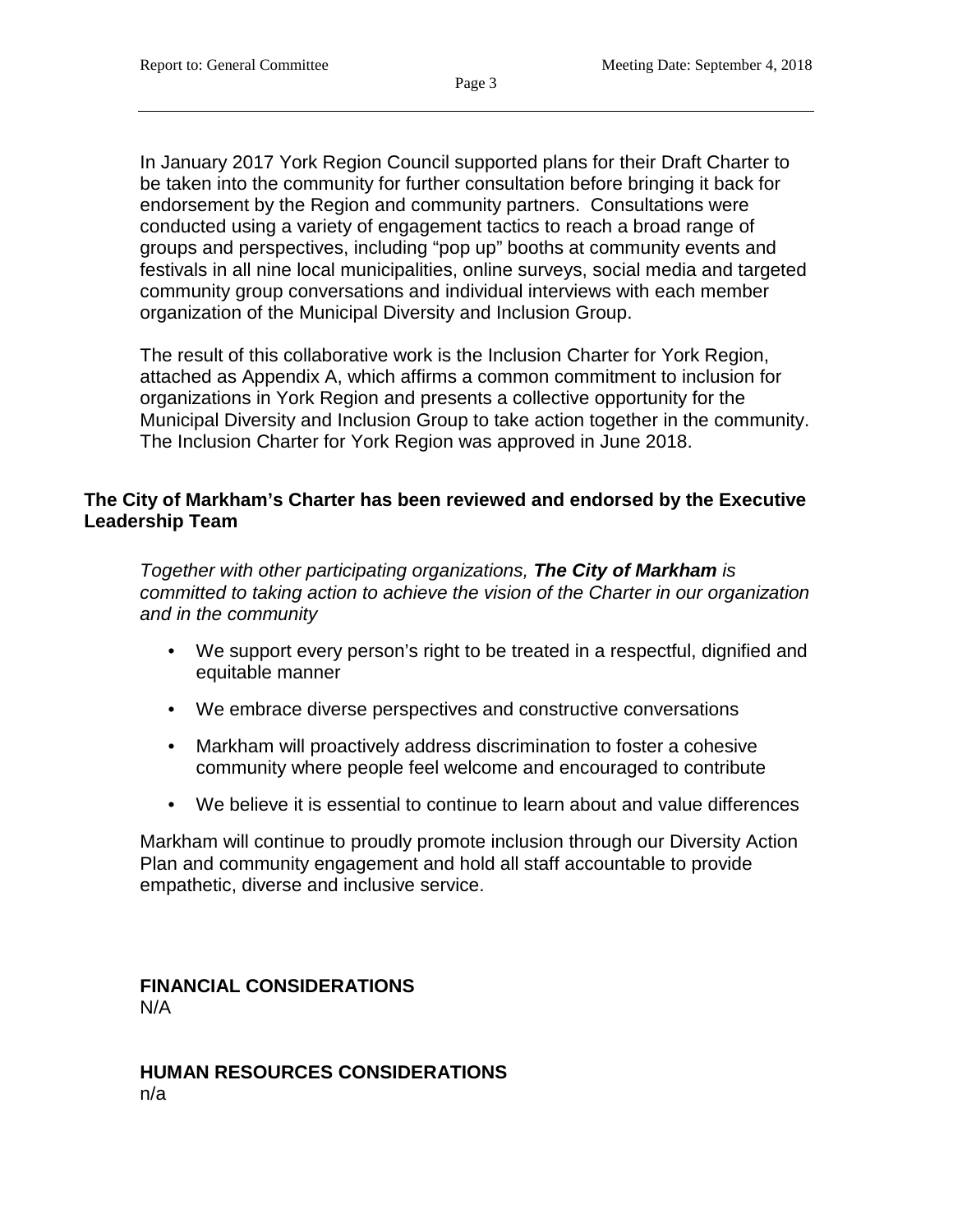In January 2017 York Region Council supported plans for their Draft Charter to be taken into the community for further consultation before bringing it back for endorsement by the Region and community partners. Consultations were conducted using a variety of engagement tactics to reach a broad range of groups and perspectives, including "pop up" booths at community events and festivals in all nine local municipalities, online surveys, social media and targeted community group conversations and individual interviews with each member organization of the Municipal Diversity and Inclusion Group.

The result of this collaborative work is the Inclusion Charter for York Region, attached as Appendix A, which affirms a common commitment to inclusion for organizations in York Region and presents a collective opportunity for the Municipal Diversity and Inclusion Group to take action together in the community. The Inclusion Charter for York Region was approved in June 2018.

**The City of Markham's Charter has been reviewed and endorsed by the Executive Leadership Team**

*Together with other participating organizations, **The City of Markham** is committed to taking action to achieve the vision of the Charter in our organization and in the community*

- We support every person's right to be treated in a respectful, dignified and equitable manner
- We embrace diverse perspectives and constructive conversations
- Markham will proactively address discrimination to foster a cohesive community where people feel welcome and encouraged to contribute
- We believe it is essential to continue to learn about and value differences

Markham will continue to proudly promote inclusion through our Diversity Action Plan and community engagement and hold all staff accountable to provide empathetic, diverse and inclusive service.

**FINANCIAL CONSIDERATIONS**

N/A

**HUMAN RESOURCES CONSIDERATIONS**

n/a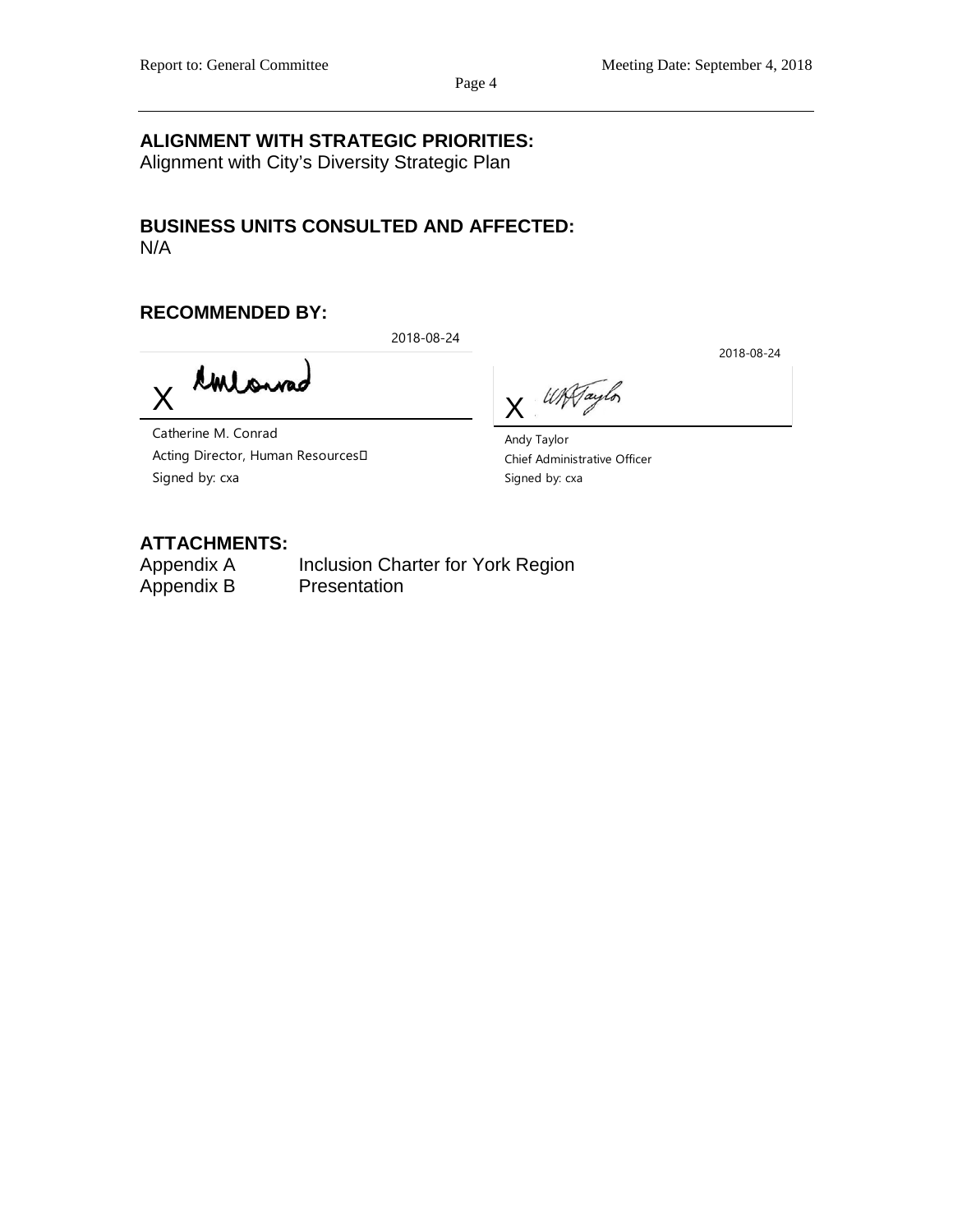**ALIGNMENT WITH STRATEGIC PRIORITIES:**
Alignment with City's Diversity Strategic Plan

**BUSINESS UNITS CONSULTED AND AFFECTED:**
N/A

**RECOMMENDED BY:**

2018-08-24

X

Catherine M. Conrad
Acting Director, Human Resources
Signed by: cxa

2018-08-24

X

Andy Taylor
Chief Administrative Officer
Signed by: cxa

**ATTACHMENTS:**

| | |
|---|---|
| Appendix A | Inclusion Charter for York Region |
| Appendix B | Presentation |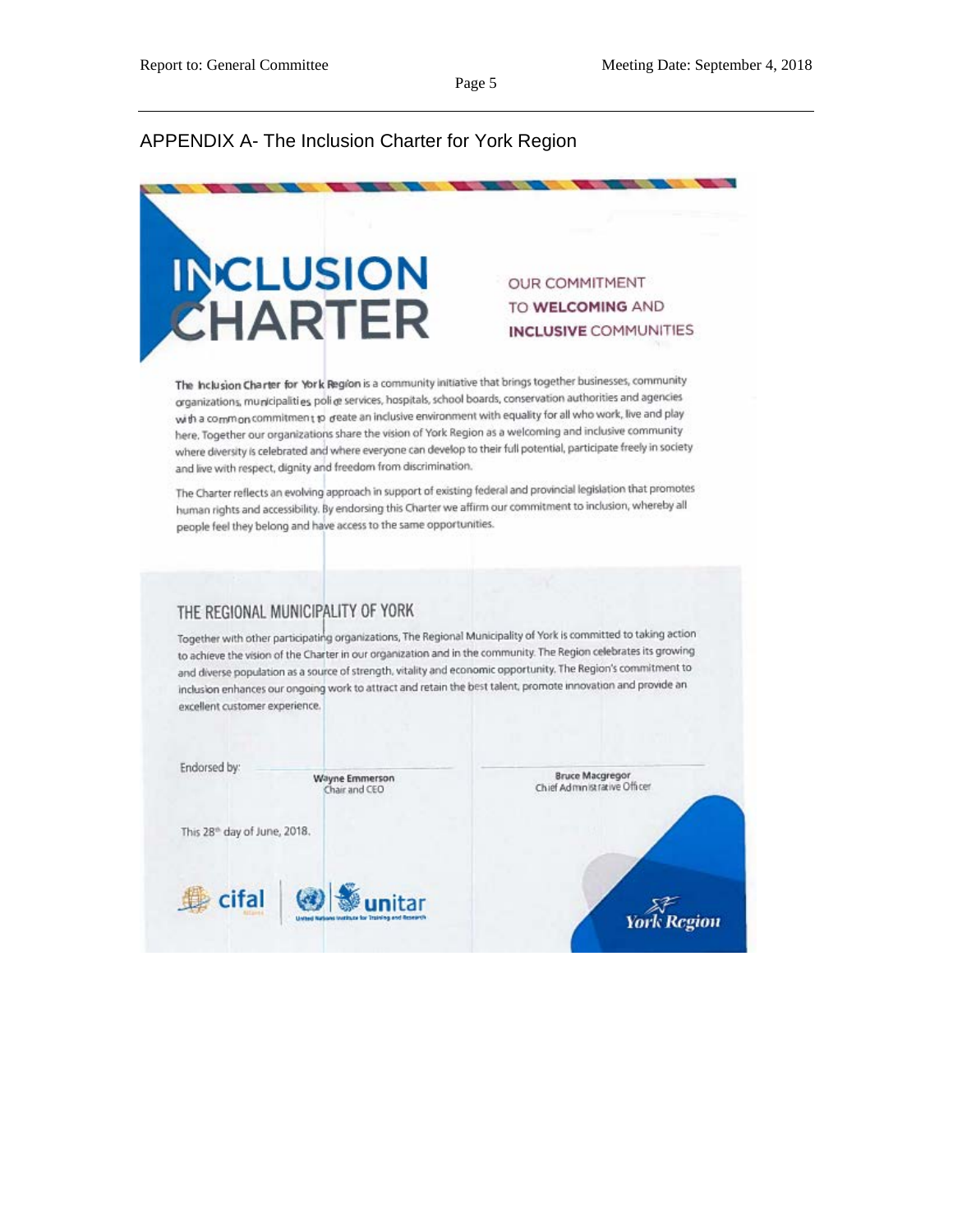## APPENDIX A- The Inclusion Charter for York Region

# INCLUSION CHARTER

OUR COMMITMENT TO **WELCOMING** AND **INCLUSIVE** COMMUNITIES

The Inclusion Charter for York Region is a community initiative that brings together businesses, community organizations, municipalities, police services, hospitals, school boards, conservation authorities and agencies with a common commitment to create an inclusive environment with equality for all who work, live and play here. Together our organizations share the vision of York Region as a welcoming and inclusive community where diversity is celebrated and where everyone can develop to their full potential, participate freely in society and live with respect, dignity and freedom from discrimination.

The Charter reflects an evolving approach in support of existing federal and provincial legislation that promotes human rights and accessibility. By endorsing this Charter we affirm our commitment to inclusion, whereby all people feel they belong and have access to the same opportunities.

## THE REGIONAL MUNICIPALITY OF YORK

Together with other participating organizations, The Regional Municipality of York is committed to taking action to achieve the vision of the Charter in our organization and in the community. The Region celebrates its growing and diverse population as a source of strength, vitality and economic opportunity. The Region's commitment to inclusion enhances our ongoing work to attract and retain the best talent, promote innovation and provide an excellent customer experience.

Endorsed by:

Wayne Emmerson
Chair and CEO

Bruce Macgregor
Chief Administrative Officer

This 28th day of June, 2018.

cifal

unitar
United Nations Institute for Training and Research

York Region